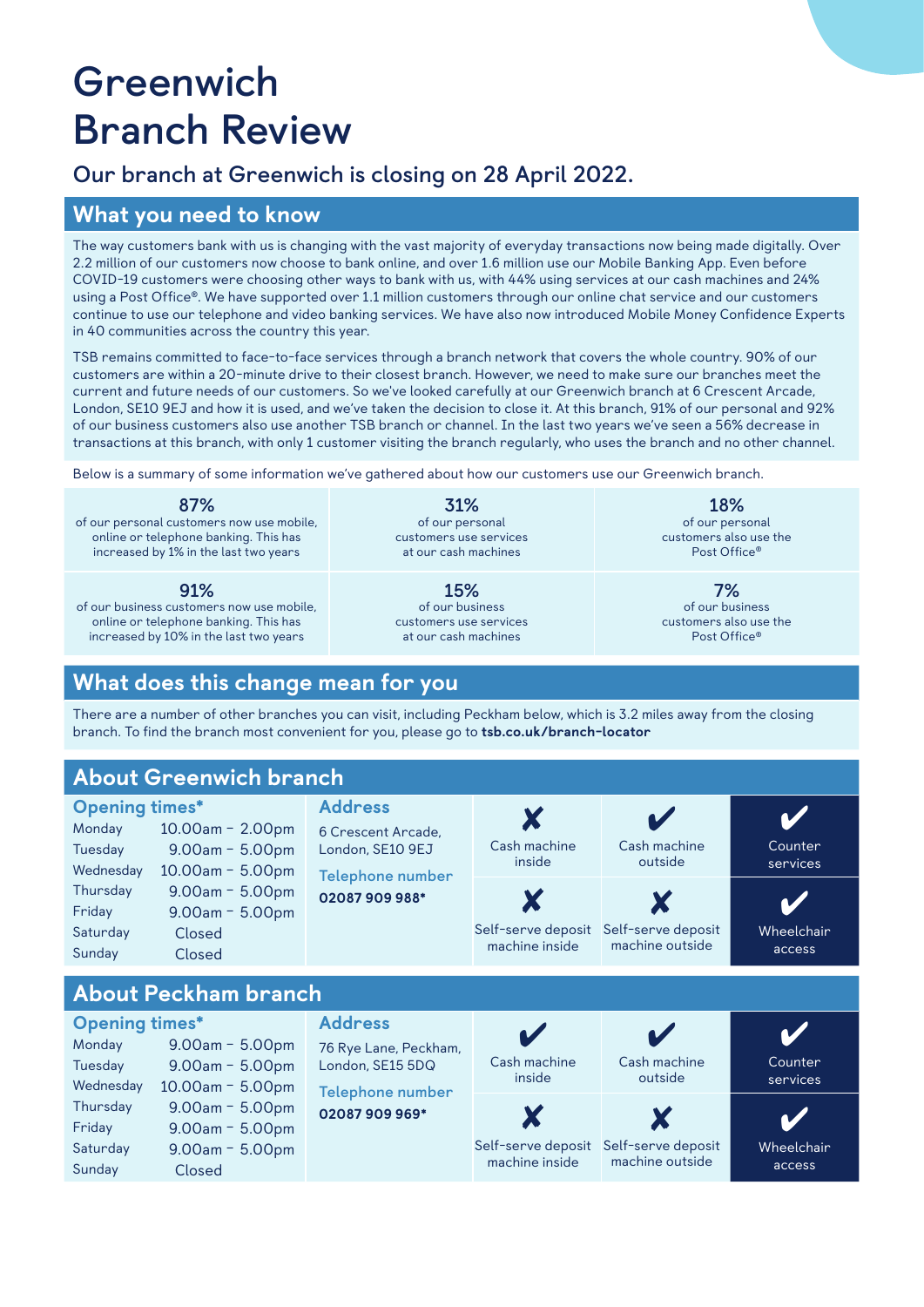# Greenwich Branch Review

## Our branch at Greenwich is closing on 28 April 2022.

## What you need to know

The way customers bank with us is changing with the vast majority of everyday transactions now being made digitally. Over 2.2 million of our customers now choose to bank online, and over 1.6 million use our Mobile Banking App. Even before COVID-19 customers were choosing other ways to bank with us, with 44% using services at our cash machines and 24% using a Post Office®. We have supported over 1.1 million customers through our online chat service and our customers continue to use our telephone and video banking services. We have also now introduced Mobile Money Confidence Experts in 40 communities across the country this year.

TSB remains committed to face-to-face services through a branch network that covers the whole country. 90% of our customers are within a 20-minute drive to their closest branch. However, we need to make sure our branches meet the current and future needs of our customers. So we've looked carefully at our Greenwich branch at 6 Crescent Arcade, London, SE10 9EJ and how it is used, and we've taken the decision to close it. At this branch, 91% of our personal and 92% of our business customers also use another TSB branch or channel. In the last two years we've seen a 56% decrease in transactions at this branch, with only 1 customer visiting the branch regularly, who uses the branch and no other channel.

Below is a summary of some information we've gathered about how our customers use our Greenwich branch.

| | | |
|---|---|---|
| **87%** of our personal customers now use mobile, online or telephone banking. This has increased by 1% in the last two years | **31%** of our personal customers use services at our cash machines | **18%** of our personal customers also use the Post Office® |
| **91%** of our business customers now use mobile, online or telephone banking. This has increased by 10% in the last two years | **15%** of our business customers use services at our cash machines | **7%** of our business customers also use the Post Office® |

## What does this change mean for you

There are a number of other branches you can visit, including Peckham below, which is 3.2 miles away from the closing branch. To find the branch most convenient for you, please go to **tsb.co.uk/branch-locator**

## About Greenwich branch

**Opening times***

| Day | Hours |
|---|---|
| Monday | 10.00am - 2.00pm |
| Tuesday | 9.00am - 5.00pm |
| Wednesday | 10.00am - 5.00pm |
| Thursday | 9.00am - 5.00pm |
| Friday | 9.00am - 5.00pm |
| Saturday | Closed |
| Sunday | Closed |

**Address**

6 Crescent Arcade, London, SE10 9EJ

**Telephone number**

**02087 909 988***

| Facility | Available |
|---|---|
| Cash machine inside | ✘ |
| Cash machine outside | ✔ |
| Counter services | ✔ |
| Self-serve deposit machine inside | ✘ |
| Self-serve deposit machine outside | ✘ |
| Wheelchair access | ✔ |

## About Peckham branch

**Opening times***

| Day | Hours |
|---|---|
| Monday | 9.00am - 5.00pm |
| Tuesday | 9.00am - 5.00pm |
| Wednesday | 10.00am - 5.00pm |
| Thursday | 9.00am - 5.00pm |
| Friday | 9.00am - 5.00pm |
| Saturday | 9.00am - 5.00pm |
| Sunday | Closed |

**Address**

76 Rye Lane, Peckham, London, SE15 5DQ

**Telephone number**

**02087 909 969***

| Facility | Available |
|---|---|
| Cash machine inside | ✔ |
| Cash machine outside | ✔ |
| Counter services | ✔ |
| Self-serve deposit machine inside | ✘ |
| Self-serve deposit machine outside | ✘ |
| Wheelchair access | ✔ |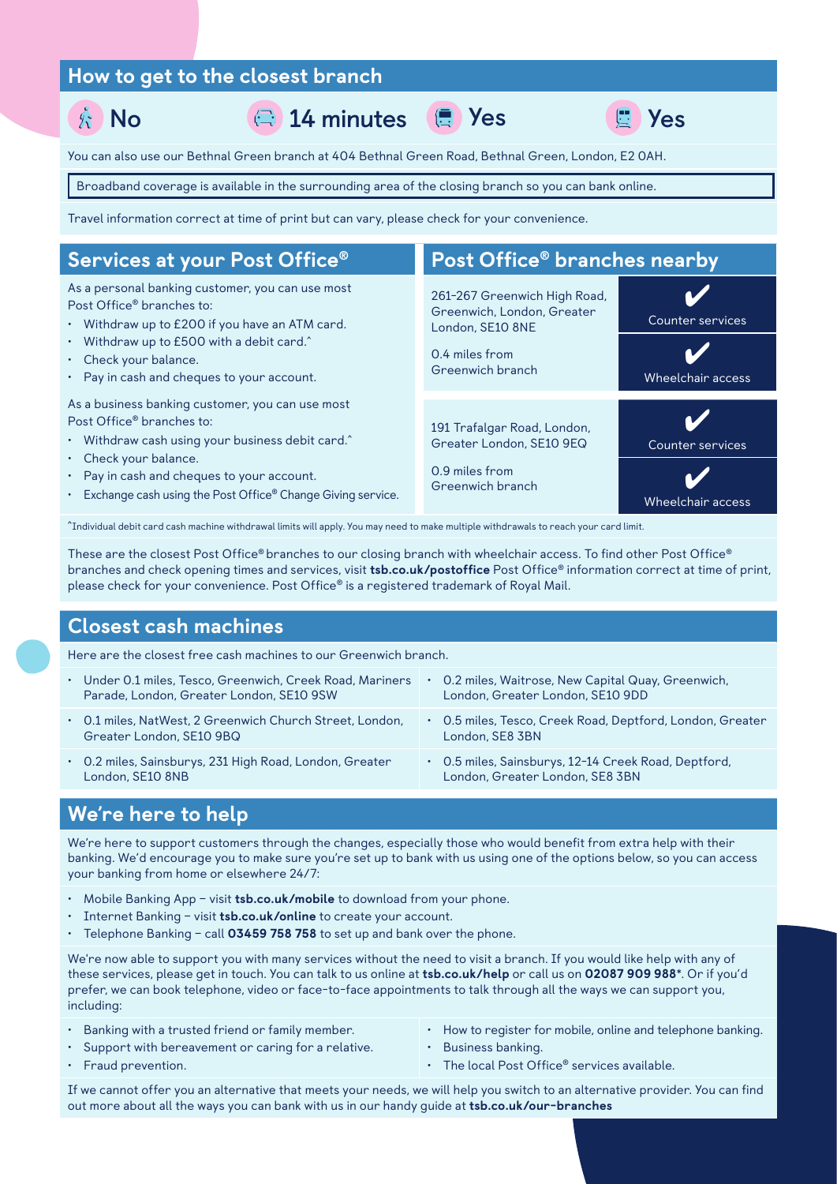## How to get to the closest branch

| Walk | Car | Bus | Train |
|---|---|---|---|
| No | 14 minutes | Yes | Yes |

You can also use our Bethnal Green branch at 404 Bethnal Green Road, Bethnal Green, London, E2 0AH.

Broadband coverage is available in the surrounding area of the closing branch so you can bank online.

Travel information correct at time of print but can vary, please check for your convenience.

## Services at your Post Office®

As a personal banking customer, you can use most Post Office® branches to:

- Withdraw up to £200 if you have an ATM card.
- Withdraw up to £500 with a debit card.^
- Check your balance.
- Pay in cash and cheques to your account.

As a business banking customer, you can use most Post Office® branches to:

- Withdraw cash using your business debit card.^
- Check your balance.
- Pay in cash and cheques to your account.
- Exchange cash using the Post Office® Change Giving service.

## Post Office® branches nearby

| Branch | Counter services | Wheelchair access |
|---|---|---|
| 261-267 Greenwich High Road, Greenwich, London, Greater London, SE10 8NE<br>0.4 miles from Greenwich branch | ✔ | ✔ |
| 191 Trafalgar Road, London, Greater London, SE10 9EQ<br>0.9 miles from Greenwich branch | ✔ | ✔ |

^Individual debit card cash machine withdrawal limits will apply. You may need to make multiple withdrawals to reach your card limit.

These are the closest Post Office® branches to our closing branch with wheelchair access. To find other Post Office® branches and check opening times and services, visit **tsb.co.uk/postoffice** Post Office® information correct at time of print, please check for your convenience. Post Office® is a registered trademark of Royal Mail.

## Closest cash machines

Here are the closest free cash machines to our Greenwich branch.

- Under 0.1 miles, Tesco, Greenwich, Creek Road, Mariners Parade, London, Greater London, SE10 9SW
- 0.1 miles, NatWest, 2 Greenwich Church Street, London, Greater London, SE10 9BQ
- 0.2 miles, Sainsburys, 231 High Road, London, Greater London, SE10 8NB
- 0.2 miles, Waitrose, New Capital Quay, Greenwich, London, Greater London, SE10 9DD
- 0.5 miles, Tesco, Creek Road, Deptford, London, Greater London, SE8 3BN
- 0.5 miles, Sainsburys, 12-14 Creek Road, Deptford, London, Greater London, SE8 3BN

## We're here to help

We're here to support customers through the changes, especially those who would benefit from extra help with their banking. We'd encourage you to make sure you're set up to bank with us using one of the options below, so you can access your banking from home or elsewhere 24/7:

- Mobile Banking App – visit **tsb.co.uk/mobile** to download from your phone.
- Internet Banking – visit **tsb.co.uk/online** to create your account.
- Telephone Banking – call **03459 758 758** to set up and bank over the phone.

We're now able to support you with many services without the need to visit a branch. If you would like help with any of these services, please get in touch. You can talk to us online at **tsb.co.uk/help** or call us on **02087 909 988***. Or if you'd prefer, we can book telephone, video or face-to-face appointments to talk through all the ways we can support you, including:

- Banking with a trusted friend or family member.
- Support with bereavement or caring for a relative.
- Fraud prevention.
- How to register for mobile, online and telephone banking.
- Business banking.
- The local Post Office® services available.

If we cannot offer you an alternative that meets your needs, we will help you switch to an alternative provider. You can find out more about all the ways you can bank with us in our handy guide at **tsb.co.uk/our-branches**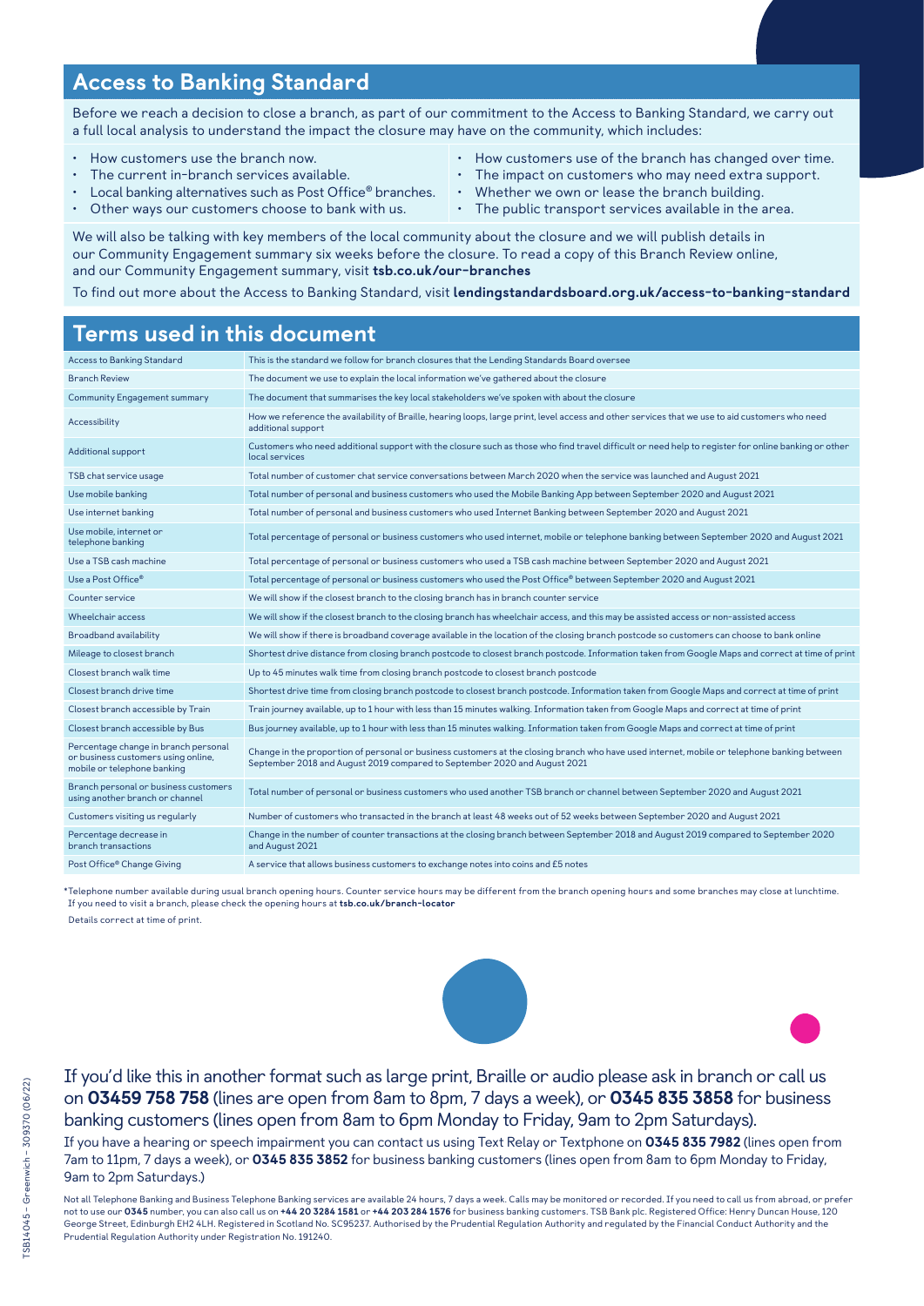## Access to Banking Standard

Before we reach a decision to close a branch, as part of our commitment to the Access to Banking Standard, we carry out a full local analysis to understand the impact the closure may have on the community, which includes:

- How customers use the branch now.
- The current in-branch services available.
- Local banking alternatives such as Post Office® branches.
- Other ways our customers choose to bank with us.
- How customers use of the branch has changed over time.
- The impact on customers who may need extra support.
- Whether we own or lease the branch building.
- The public transport services available in the area.

We will also be talking with key members of the local community about the closure and we will publish details in our Community Engagement summary six weeks before the closure. To read a copy of this Branch Review online, and our Community Engagement summary, visit **tsb.co.uk/our-branches**

To find out more about the Access to Banking Standard, visit **lendingstandardsboard.org.uk/access-to-banking-standard**

## Terms used in this document

| | |
|---|---|
| Access to Banking Standard | This is the standard we follow for branch closures that the Lending Standards Board oversee |
| Branch Review | The document we use to explain the local information we've gathered about the closure |
| Community Engagement summary | The document that summarises the key local stakeholders we've spoken with about the closure |
| Accessibility | How we reference the availability of Braille, hearing loops, large print, level access and other services that we use to aid customers who need additional support |
| Additional support | Customers who need additional support with the closure such as those who find travel difficult or need help to register for online banking or other local services |
| TSB chat service usage | Total number of customer chat service conversations between March 2020 when the service was launched and August 2021 |
| Use mobile banking | Total number of personal and business customers who used the Mobile Banking App between September 2020 and August 2021 |
| Use internet banking | Total number of personal and business customers who used Internet Banking between September 2020 and August 2021 |
| Use mobile, internet or telephone banking | Total percentage of personal or business customers who used internet, mobile or telephone banking between September 2020 and August 2021 |
| Use a TSB cash machine | Total percentage of personal or business customers who used a TSB cash machine between September 2020 and August 2021 |
| Use a Post Office® | Total percentage of personal or business customers who used the Post Office® between September 2020 and August 2021 |
| Counter service | We will show if the closest branch to the closing branch has in branch counter service |
| Wheelchair access | We will show if the closest branch to the closing branch has wheelchair access, and this may be assisted access or non-assisted access |
| Broadband availability | We will show if there is broadband coverage available in the location of the closing branch postcode so customers can choose to bank online |
| Mileage to closest branch | Shortest drive distance from closing branch postcode to closest branch postcode. Information taken from Google Maps and correct at time of print |
| Closest branch walk time | Up to 45 minutes walk time from closing branch postcode to closest branch postcode |
| Closest branch drive time | Shortest drive time from closing branch postcode to closest branch postcode. Information taken from Google Maps and correct at time of print |
| Closest branch accessible by Train | Train journey available, up to 1 hour with less than 15 minutes walking. Information taken from Google Maps and correct at time of print |
| Closest branch accessible by Bus | Bus journey available, up to 1 hour with less than 15 minutes walking. Information taken from Google Maps and correct at time of print |
| Percentage change in branch personal or business customers using online, mobile or telephone banking | Change in the proportion of personal or business customers at the closing branch who have used internet, mobile or telephone banking between September 2018 and August 2019 compared to September 2020 and August 2021 |
| Branch personal or business customers using another branch or channel | Total number of personal or business customers who used another TSB branch or channel between September 2020 and August 2021 |
| Customers visiting us regularly | Number of customers who transacted in the branch at least 48 weeks out of 52 weeks between September 2020 and August 2021 |
| Percentage decrease in branch transactions | Change in the number of counter transactions at the closing branch between September 2018 and August 2019 compared to September 2020 and August 2021 |
| Post Office® Change Giving | A service that allows business customers to exchange notes into coins and £5 notes |

*Telephone number available during usual branch opening hours. Counter service hours may be different from the branch opening hours and some branches may close at lunchtime. If you need to visit a branch, please check the opening hours at **tsb.co.uk/branch-locator**

Details correct at time of print.

If you'd like this in another format such as large print, Braille or audio please ask in branch or call us on **03459 758 758** (lines are open from 8am to 8pm, 7 days a week), or **0345 835 3858** for business banking customers (lines open from 8am to 6pm Monday to Friday, 9am to 2pm Saturdays).

If you have a hearing or speech impairment you can contact us using Text Relay or Textphone on **0345 835 7982** (lines open from 7am to 11pm, 7 days a week), or **0345 835 3852** for business banking customers (lines open from 8am to 6pm Monday to Friday, 9am to 2pm Saturdays.)

Not all Telephone Banking and Business Telephone Banking services are available 24 hours, 7 days a week. Calls may be monitored or recorded. If you need to call us from abroad, or prefer not to use our **0345** number, you can also call us on **+44 20 3284 1581** or **+44 203 284 1576** for business banking customers. TSB Bank plc. Registered Office: Henry Duncan House, 120 George Street, Edinburgh EH2 4LH. Registered in Scotland No. SC95237. Authorised by the Prudential Regulation Authority and regulated by the Financial Conduct Authority and the Prudential Regulation Authority under Registration No. 191240.

TSB14045 – Greenwich – 309370 (06/22)